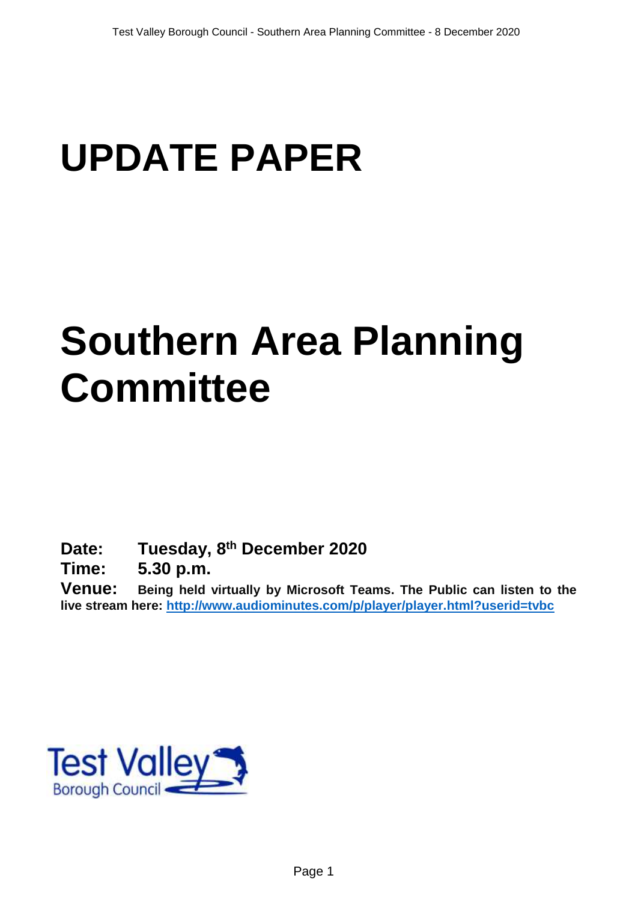# UPDATE PAPER

# Southern Area Planning Committee

**Date:** **Tuesday, 8th December 2020**

**Time:** **5.30 p.m.**

**Venue:** **Being held virtually by Microsoft Teams. The Public can listen to the live stream here: [http://www.audiominutes.com/p/player/player.html?userid=tvbc](http://www.audiominutes.com/p/player/player.html?userid=tvbc)**

Test Valley Borough Council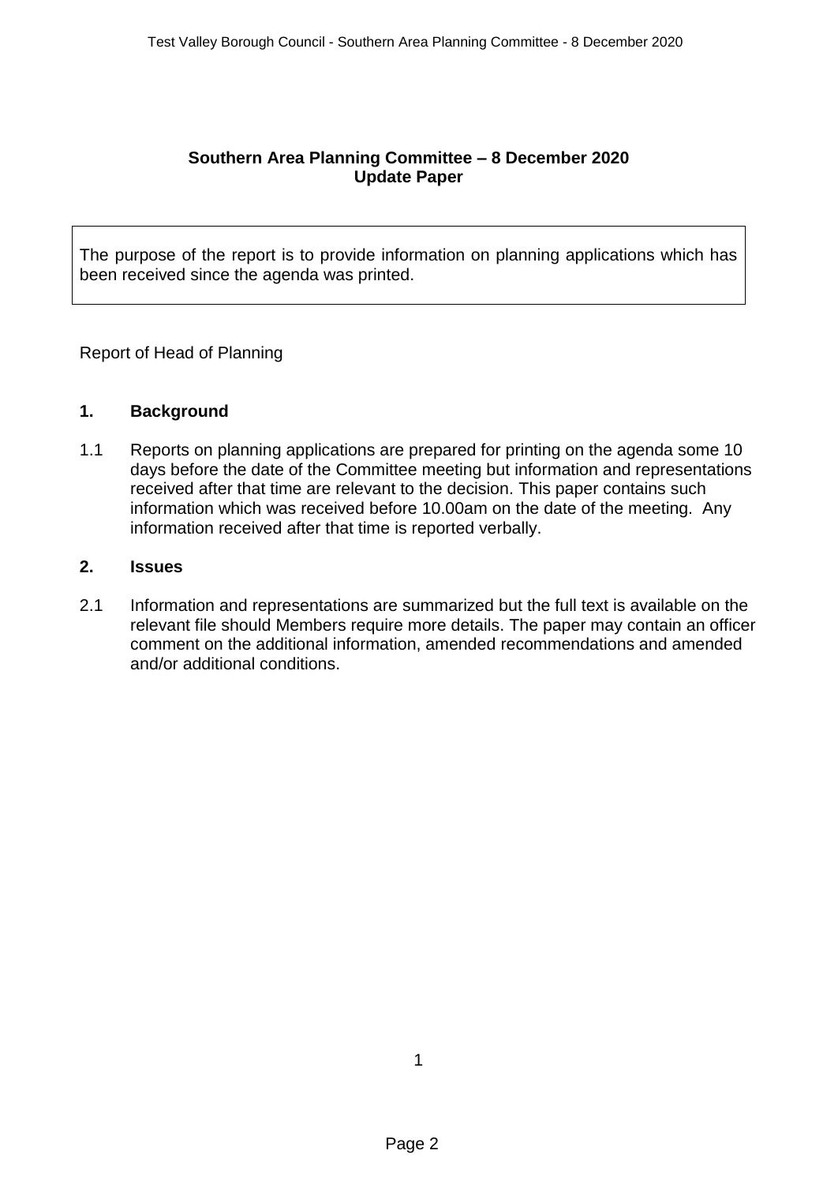**Southern Area Planning Committee – 8 December 2020**
**Update Paper**

The purpose of the report is to provide information on planning applications which has been received since the agenda was printed.

Report of Head of Planning

## 1. Background

1.1 Reports on planning applications are prepared for printing on the agenda some 10 days before the date of the Committee meeting but information and representations received after that time are relevant to the decision. This paper contains such information which was received before 10.00am on the date of the meeting. Any information received after that time is reported verbally.

## 2. Issues

2.1 Information and representations are summarized but the full text is available on the relevant file should Members require more details. The paper may contain an officer comment on the additional information, amended recommendations and amended and/or additional conditions.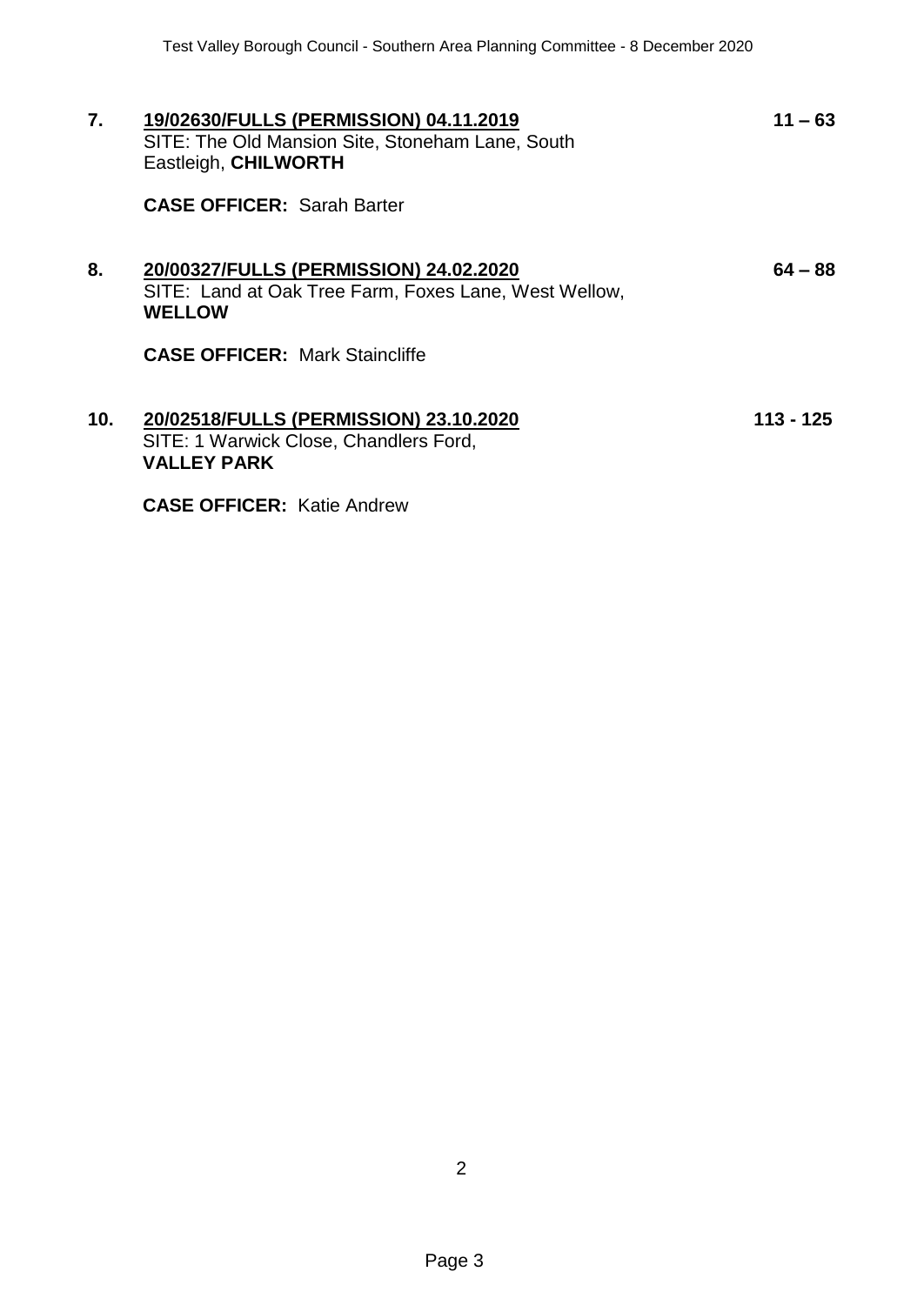**7.** **<u>19/02630/FULLS (PERMISSION) 04.11.2019</u>** **11 – 63**
SITE: The Old Mansion Site, Stoneham Lane, South Eastleigh, **CHILWORTH**

**CASE OFFICER:** Sarah Barter

**8.** **<u>20/00327/FULLS (PERMISSION) 24.02.2020</u>** **64 – 88**
SITE: Land at Oak Tree Farm, Foxes Lane, West Wellow, **WELLOW**

**CASE OFFICER:** Mark Staincliffe

**10.** **<u>20/02518/FULLS (PERMISSION) 23.10.2020</u>** **113 - 125**
SITE: 1 Warwick Close, Chandlers Ford, **VALLEY PARK**

**CASE OFFICER:** Katie Andrew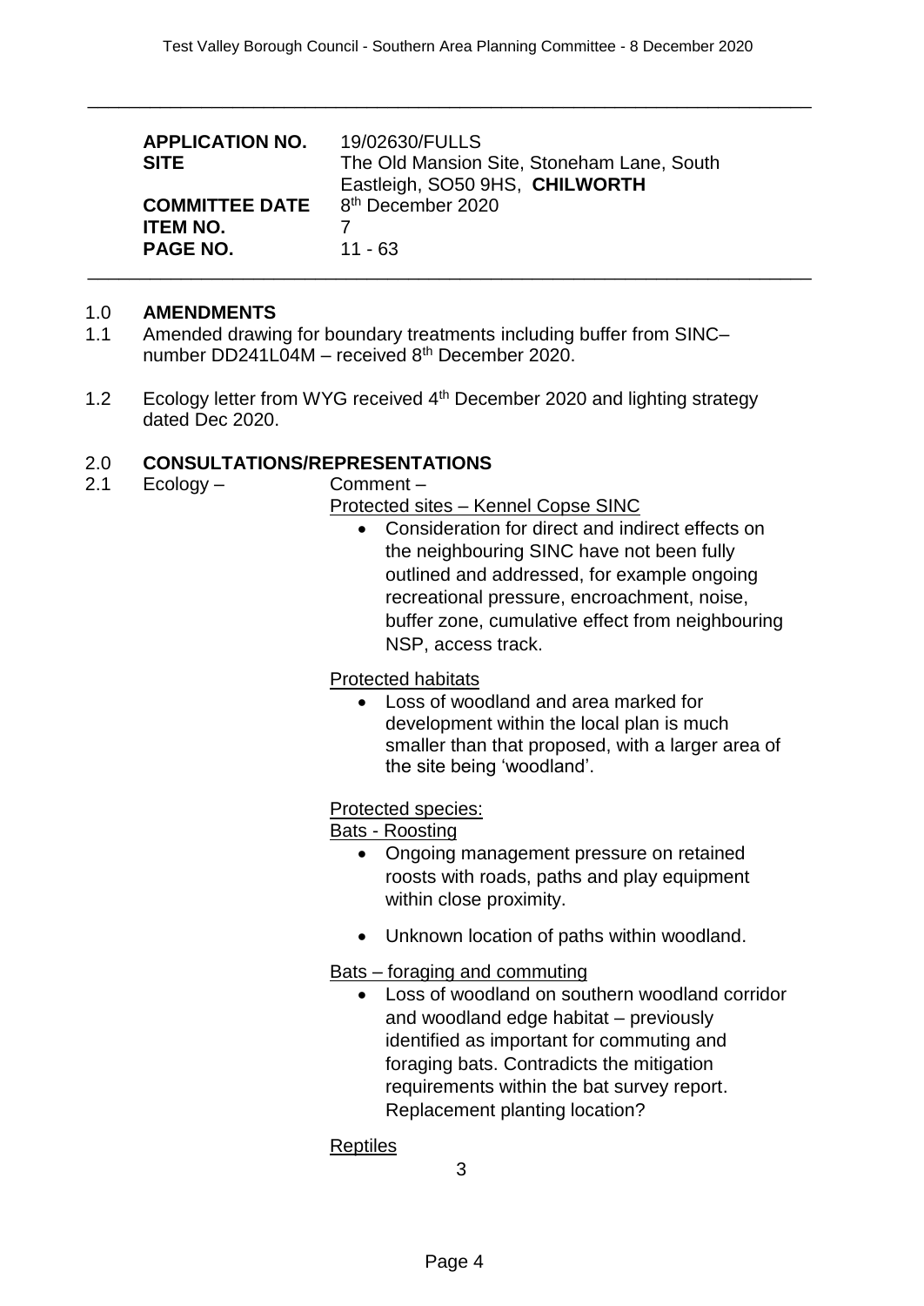| | |
|---|---|
| **APPLICATION NO.** | 19/02630/FULLS |
| **SITE** | The Old Mansion Site, Stoneham Lane, South Eastleigh, SO50 9HS, **CHILWORTH** |
| **COMMITTEE DATE** | 8th December 2020 |
| **ITEM NO.** | 7 |
| **PAGE NO.** | 11 - 63 |

## 1.0 AMENDMENTS

1.1 Amended drawing for boundary treatments including buffer from SINC– number DD241L04M – received 8th December 2020.

1.2 Ecology letter from WYG received 4th December 2020 and lighting strategy dated Dec 2020.

## 2.0 CONSULTATIONS/REPRESENTATIONS

2.1 Ecology – Comment –

Protected sites – Kennel Copse SINC

- Consideration for direct and indirect effects on the neighbouring SINC have not been fully outlined and addressed, for example ongoing recreational pressure, encroachment, noise, buffer zone, cumulative effect from neighbouring NSP, access track.

Protected habitats

- Loss of woodland and area marked for development within the local plan is much smaller than that proposed, with a larger area of the site being 'woodland'.

Protected species:

Bats - Roosting

- Ongoing management pressure on retained roosts with roads, paths and play equipment within close proximity.
- Unknown location of paths within woodland.

Bats – foraging and commuting

- Loss of woodland on southern woodland corridor and woodland edge habitat – previously identified as important for commuting and foraging bats. Contradicts the mitigation requirements within the bat survey report. Replacement planting location?

Reptiles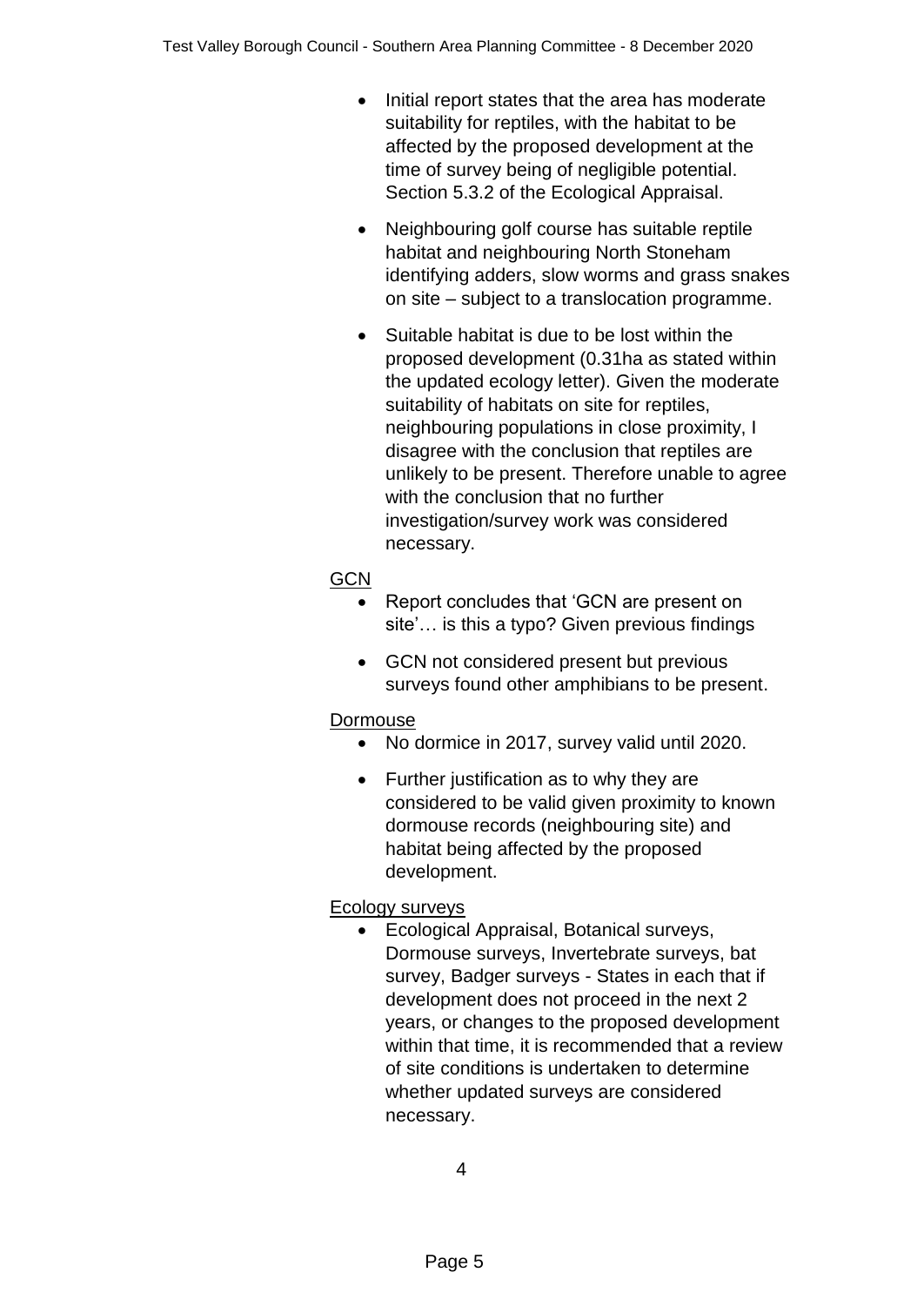- Initial report states that the area has moderate suitability for reptiles, with the habitat to be affected by the proposed development at the time of survey being of negligible potential. Section 5.3.2 of the Ecological Appraisal.
- Neighbouring golf course has suitable reptile habitat and neighbouring North Stoneham identifying adders, slow worms and grass snakes on site – subject to a translocation programme.
- Suitable habitat is due to be lost within the proposed development (0.31ha as stated within the updated ecology letter). Given the moderate suitability of habitats on site for reptiles, neighbouring populations in close proximity, I disagree with the conclusion that reptiles are unlikely to be present. Therefore unable to agree with the conclusion that no further investigation/survey work was considered necessary.

<u>GCN</u>

- Report concludes that 'GCN are present on site'… is this a typo? Given previous findings
- GCN not considered present but previous surveys found other amphibians to be present.

<u>Dormouse</u>

- No dormice in 2017, survey valid until 2020.
- Further justification as to why they are considered to be valid given proximity to known dormouse records (neighbouring site) and habitat being affected by the proposed development.

<u>Ecology surveys</u>

- Ecological Appraisal, Botanical surveys, Dormouse surveys, Invertebrate surveys, bat survey, Badger surveys - States in each that if development does not proceed in the next 2 years, or changes to the proposed development within that time, it is recommended that a review of site conditions is undertaken to determine whether updated surveys are considered necessary.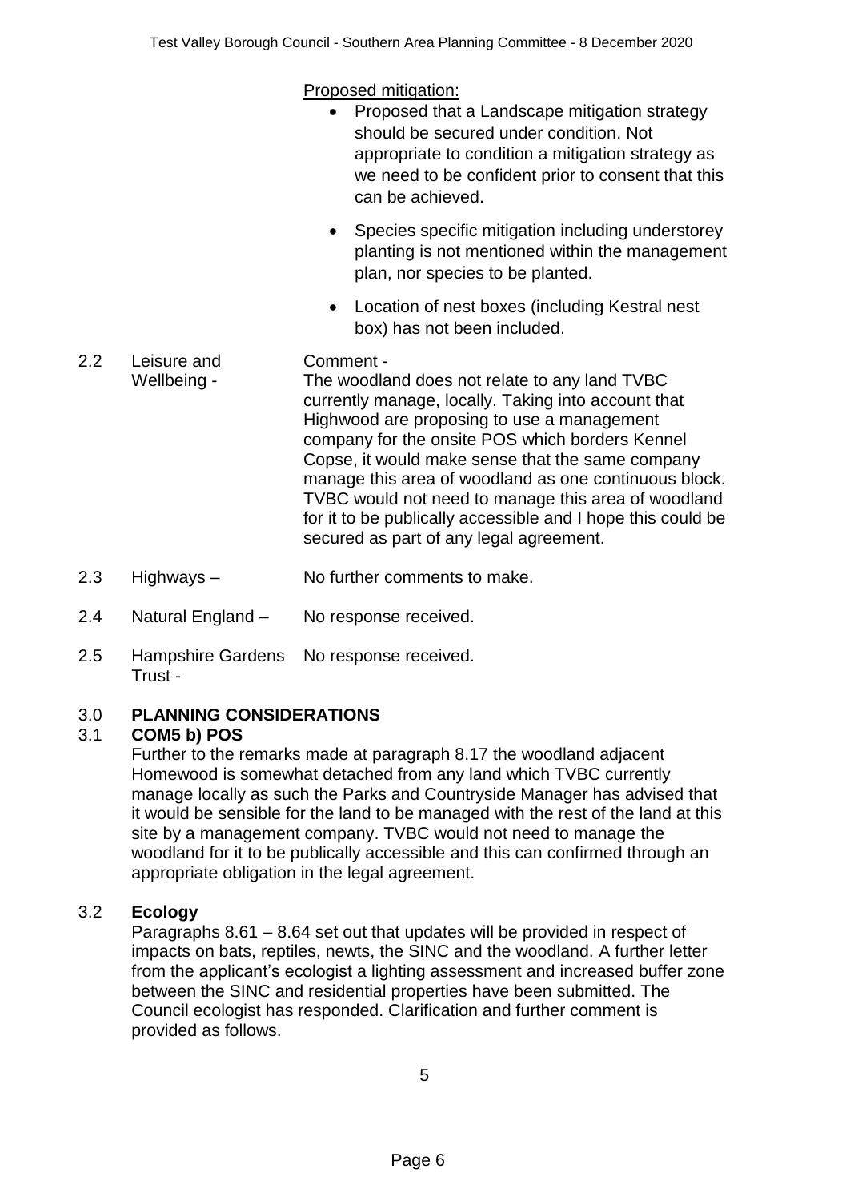Proposed mitigation:

- Proposed that a Landscape mitigation strategy should be secured under condition. Not appropriate to condition a mitigation strategy as we need to be confident prior to consent that this can be achieved.
- Species specific mitigation including understorey planting is not mentioned within the management plan, nor species to be planted.
- Location of nest boxes (including Kestral nest box) has not been included.

2.2 Leisure and Wellbeing - Comment -
The woodland does not relate to any land TVBC currently manage, locally. Taking into account that Highwood are proposing to use a management company for the onsite POS which borders Kennel Copse, it would make sense that the same company manage this area of woodland as one continuous block. TVBC would not need to manage this area of woodland for it to be publically accessible and I hope this could be secured as part of any legal agreement.

2.3 Highways – No further comments to make.

2.4 Natural England – No response received.

2.5 Hampshire Gardens Trust - No response received.

## 3.0 PLANNING CONSIDERATIONS

### 3.1 COM5 b) POS

Further to the remarks made at paragraph 8.17 the woodland adjacent Homewood is somewhat detached from any land which TVBC currently manage locally as such the Parks and Countryside Manager has advised that it would be sensible for the land to be managed with the rest of the land at this site by a management company. TVBC would not need to manage the woodland for it to be publically accessible and this can confirmed through an appropriate obligation in the legal agreement.

### 3.2 Ecology

Paragraphs 8.61 – 8.64 set out that updates will be provided in respect of impacts on bats, reptiles, newts, the SINC and the woodland. A further letter from the applicant's ecologist a lighting assessment and increased buffer zone between the SINC and residential properties have been submitted. The Council ecologist has responded. Clarification and further comment is provided as follows.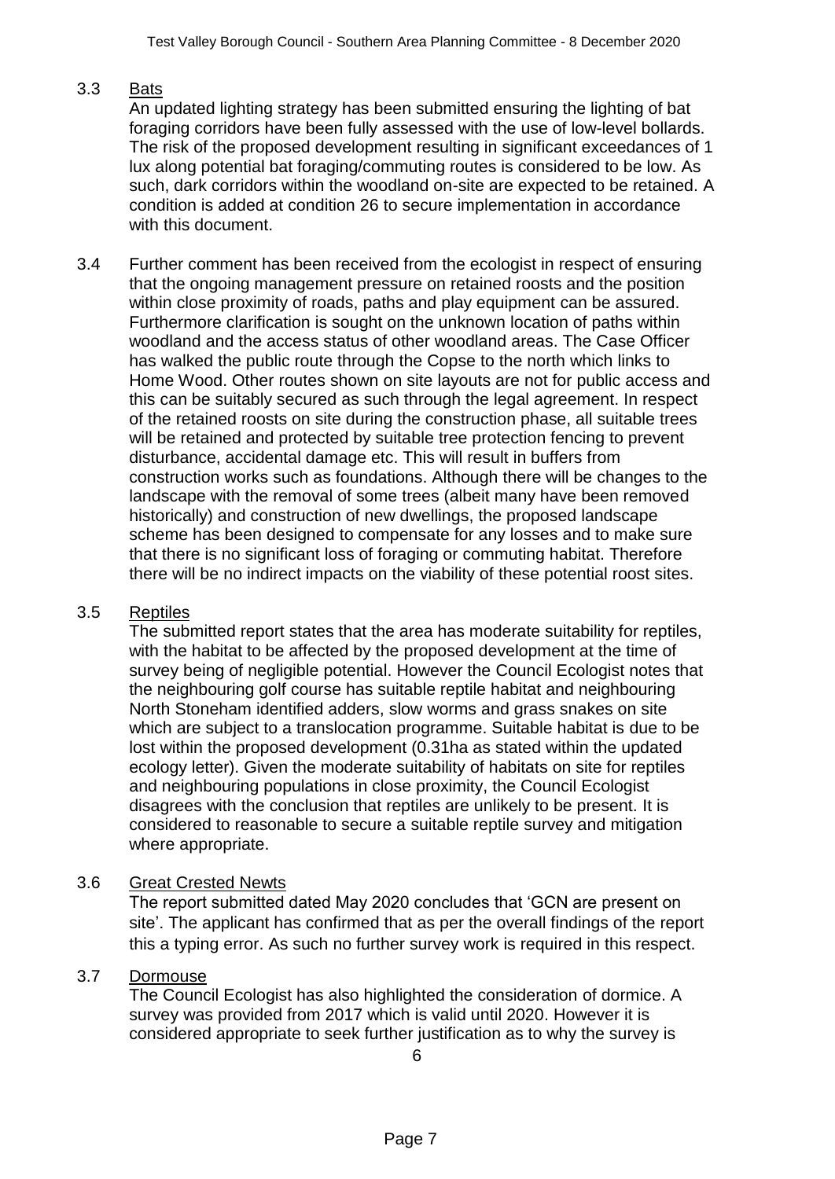3.3 Bats

An updated lighting strategy has been submitted ensuring the lighting of bat foraging corridors have been fully assessed with the use of low-level bollards. The risk of the proposed development resulting in significant exceedances of 1 lux along potential bat foraging/commuting routes is considered to be low. As such, dark corridors within the woodland on-site are expected to be retained. A condition is added at condition 26 to secure implementation in accordance with this document.

3.4 Further comment has been received from the ecologist in respect of ensuring that the ongoing management pressure on retained roosts and the position within close proximity of roads, paths and play equipment can be assured. Furthermore clarification is sought on the unknown location of paths within woodland and the access status of other woodland areas. The Case Officer has walked the public route through the Copse to the north which links to Home Wood. Other routes shown on site layouts are not for public access and this can be suitably secured as such through the legal agreement. In respect of the retained roosts on site during the construction phase, all suitable trees will be retained and protected by suitable tree protection fencing to prevent disturbance, accidental damage etc. This will result in buffers from construction works such as foundations. Although there will be changes to the landscape with the removal of some trees (albeit many have been removed historically) and construction of new dwellings, the proposed landscape scheme has been designed to compensate for any losses and to make sure that there is no significant loss of foraging or commuting habitat. Therefore there will be no indirect impacts on the viability of these potential roost sites.

3.5 Reptiles

The submitted report states that the area has moderate suitability for reptiles, with the habitat to be affected by the proposed development at the time of survey being of negligible potential. However the Council Ecologist notes that the neighbouring golf course has suitable reptile habitat and neighbouring North Stoneham identified adders, slow worms and grass snakes on site which are subject to a translocation programme. Suitable habitat is due to be lost within the proposed development (0.31ha as stated within the updated ecology letter). Given the moderate suitability of habitats on site for reptiles and neighbouring populations in close proximity, the Council Ecologist disagrees with the conclusion that reptiles are unlikely to be present. It is considered to reasonable to secure a suitable reptile survey and mitigation where appropriate.

3.6 Great Crested Newts

The report submitted dated May 2020 concludes that 'GCN are present on site'. The applicant has confirmed that as per the overall findings of the report this a typing error. As such no further survey work is required in this respect.

3.7 Dormouse

The Council Ecologist has also highlighted the consideration of dormice. A survey was provided from 2017 which is valid until 2020. However it is considered appropriate to seek further justification as to why the survey is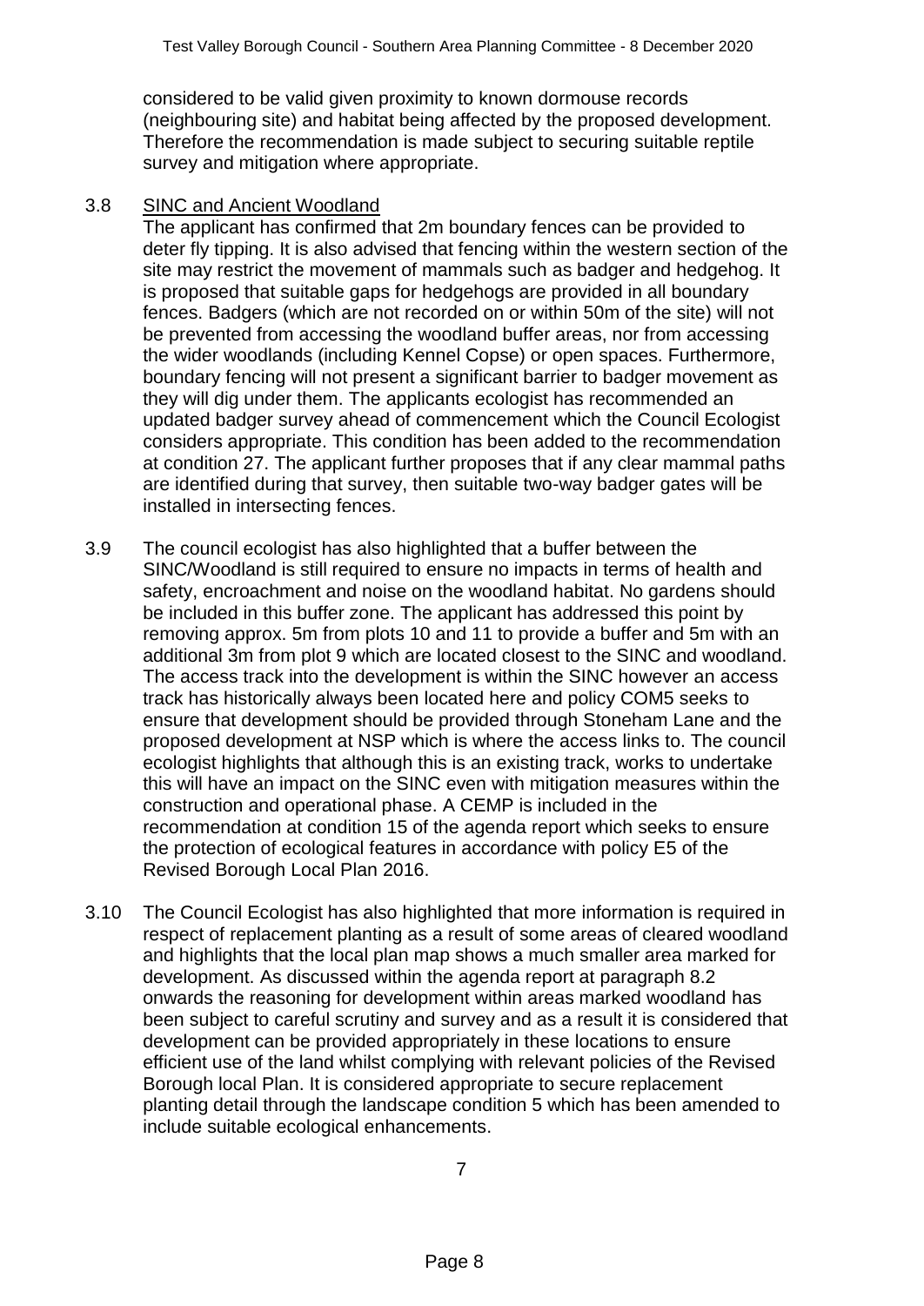considered to be valid given proximity to known dormouse records (neighbouring site) and habitat being affected by the proposed development. Therefore the recommendation is made subject to securing suitable reptile survey and mitigation where appropriate.

3.8 SINC and Ancient Woodland

The applicant has confirmed that 2m boundary fences can be provided to deter fly tipping. It is also advised that fencing within the western section of the site may restrict the movement of mammals such as badger and hedgehog. It is proposed that suitable gaps for hedgehogs are provided in all boundary fences. Badgers (which are not recorded on or within 50m of the site) will not be prevented from accessing the woodland buffer areas, nor from accessing the wider woodlands (including Kennel Copse) or open spaces. Furthermore, boundary fencing will not present a significant barrier to badger movement as they will dig under them. The applicants ecologist has recommended an updated badger survey ahead of commencement which the Council Ecologist considers appropriate. This condition has been added to the recommendation at condition 27. The applicant further proposes that if any clear mammal paths are identified during that survey, then suitable two-way badger gates will be installed in intersecting fences.

3.9 The council ecologist has also highlighted that a buffer between the SINC/Woodland is still required to ensure no impacts in terms of health and safety, encroachment and noise on the woodland habitat. No gardens should be included in this buffer zone. The applicant has addressed this point by removing approx. 5m from plots 10 and 11 to provide a buffer and 5m with an additional 3m from plot 9 which are located closest to the SINC and woodland. The access track into the development is within the SINC however an access track has historically always been located here and policy COM5 seeks to ensure that development should be provided through Stoneham Lane and the proposed development at NSP which is where the access links to. The council ecologist highlights that although this is an existing track, works to undertake this will have an impact on the SINC even with mitigation measures within the construction and operational phase. A CEMP is included in the recommendation at condition 15 of the agenda report which seeks to ensure the protection of ecological features in accordance with policy E5 of the Revised Borough Local Plan 2016.

3.10 The Council Ecologist has also highlighted that more information is required in respect of replacement planting as a result of some areas of cleared woodland and highlights that the local plan map shows a much smaller area marked for development. As discussed within the agenda report at paragraph 8.2 onwards the reasoning for development within areas marked woodland has been subject to careful scrutiny and survey and as a result it is considered that development can be provided appropriately in these locations to ensure efficient use of the land whilst complying with relevant policies of the Revised Borough local Plan. It is considered appropriate to secure replacement planting detail through the landscape condition 5 which has been amended to include suitable ecological enhancements.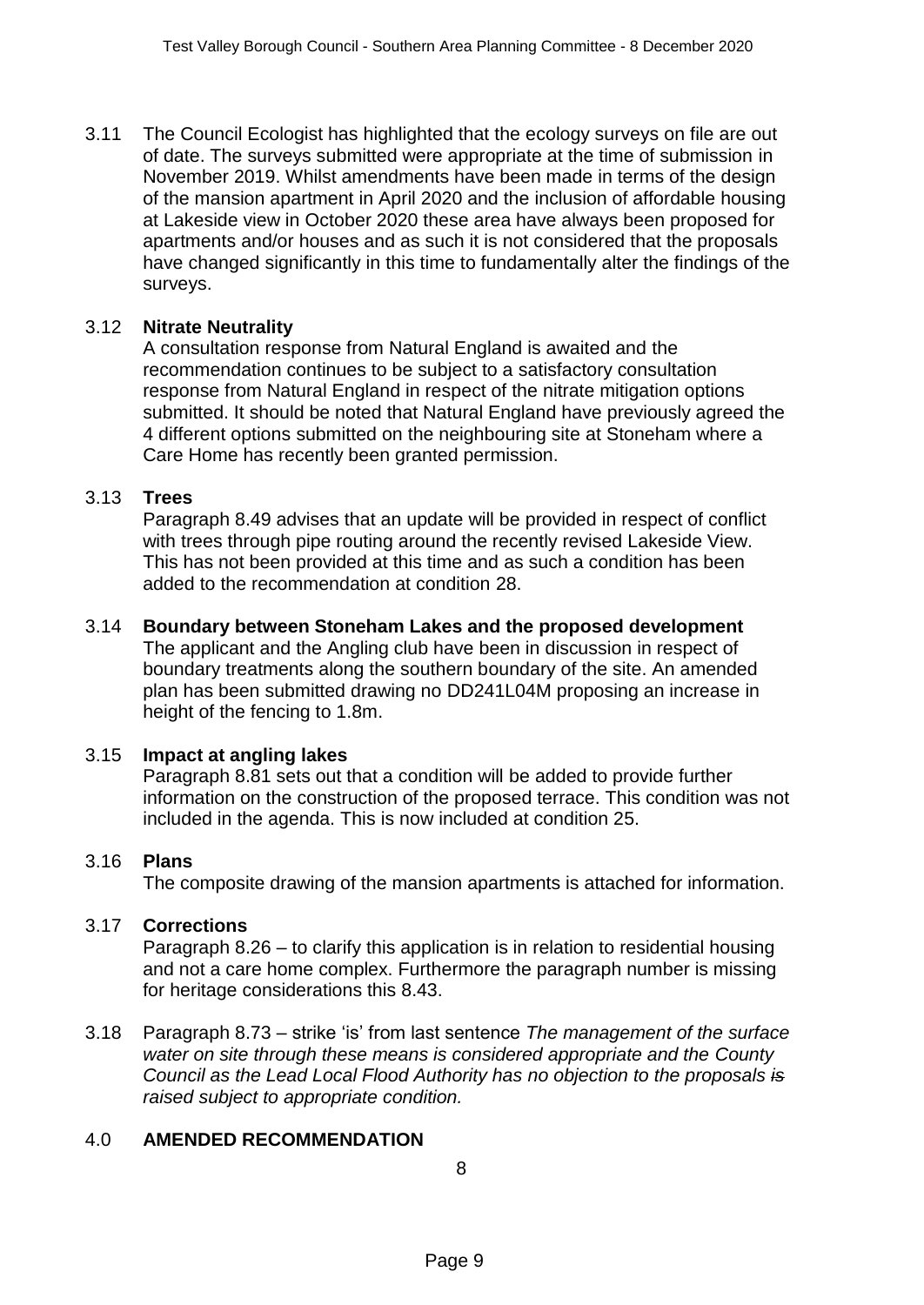3.11 The Council Ecologist has highlighted that the ecology surveys on file are out of date. The surveys submitted were appropriate at the time of submission in November 2019. Whilst amendments have been made in terms of the design of the mansion apartment in April 2020 and the inclusion of affordable housing at Lakeside view in October 2020 these area have always been proposed for apartments and/or houses and as such it is not considered that the proposals have changed significantly in this time to fundamentally alter the findings of the surveys.

3.12 **Nitrate Neutrality**

A consultation response from Natural England is awaited and the recommendation continues to be subject to a satisfactory consultation response from Natural England in respect of the nitrate mitigation options submitted. It should be noted that Natural England have previously agreed the 4 different options submitted on the neighbouring site at Stoneham where a Care Home has recently been granted permission.

3.13 **Trees**

Paragraph 8.49 advises that an update will be provided in respect of conflict with trees through pipe routing around the recently revised Lakeside View. This has not been provided at this time and as such a condition has been added to the recommendation at condition 28.

3.14 **Boundary between Stoneham Lakes and the proposed development**

The applicant and the Angling club have been in discussion in respect of boundary treatments along the southern boundary of the site. An amended plan has been submitted drawing no DD241L04M proposing an increase in height of the fencing to 1.8m.

3.15 **Impact at angling lakes**

Paragraph 8.81 sets out that a condition will be added to provide further information on the construction of the proposed terrace. This condition was not included in the agenda. This is now included at condition 25.

3.16 **Plans**

The composite drawing of the mansion apartments is attached for information.

3.17 **Corrections**

Paragraph 8.26 – to clarify this application is in relation to residential housing and not a care home complex. Furthermore the paragraph number is missing for heritage considerations this 8.43.

3.18 Paragraph 8.73 – strike 'is' from last sentence *The management of the surface water on site through these means is considered appropriate and the County Council as the Lead Local Flood Authority has no objection to the proposals ~~is~~ raised subject to appropriate condition.*

## 4.0 AMENDED RECOMMENDATION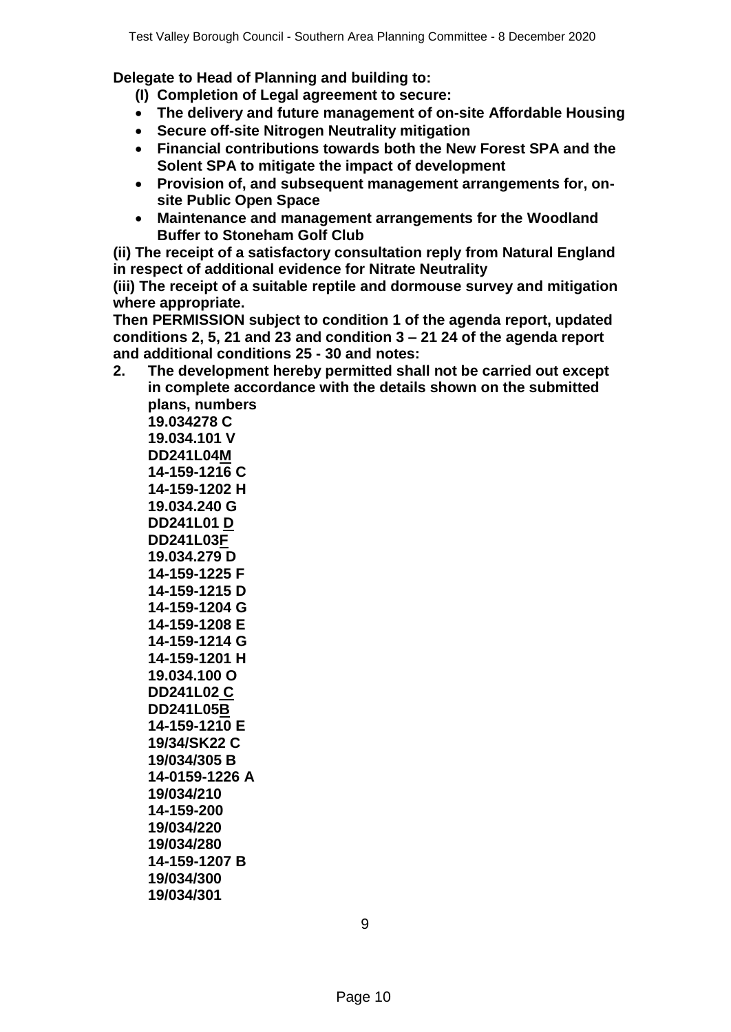**Delegate to Head of Planning and building to:**

- **(I) Completion of Legal agreement to secure:**
  - **The delivery and future management of on-site Affordable Housing**
  - **Secure off-site Nitrogen Neutrality mitigation**
  - **Financial contributions towards both the New Forest SPA and the Solent SPA to mitigate the impact of development**
  - **Provision of, and subsequent management arrangements for, on-site Public Open Space**
  - **Maintenance and management arrangements for the Woodland Buffer to Stoneham Golf Club**

**(ii) The receipt of a satisfactory consultation reply from Natural England in respect of additional evidence for Nitrate Neutrality**

**(iii) The receipt of a suitable reptile and dormouse survey and mitigation where appropriate.**

**Then PERMISSION subject to condition 1 of the agenda report, updated conditions 2, 5, 21 and 23 and condition 3 – 21 24 of the agenda report and additional conditions 25 - 30 and notes:**

2. **The development hereby permitted shall not be carried out except in complete accordance with the details shown on the submitted plans, numbers**
   **19.034278 C**
   **19.034.101 V**
   **DD241L04M**
   **14-159-1216 C**
   **14-159-1202 H**
   **19.034.240 G**
   **DD241L01 D**
   **DD241L03F**
   **19.034.279 D**
   **14-159-1225 F**
   **14-159-1215 D**
   **14-159-1204 G**
   **14-159-1208 E**
   **14-159-1214 G**
   **14-159-1201 H**
   **19.034.100 O**
   **DD241L02 C**
   **DD241L05B**
   **14-159-1210 E**
   **19/34/SK22 C**
   **19/034/305 B**
   **14-0159-1226 A**
   **19/034/210**
   **14-159-200**
   **19/034/220**
   **19/034/280**
   **14-159-1207 B**
   **19/034/300**
   **19/034/301**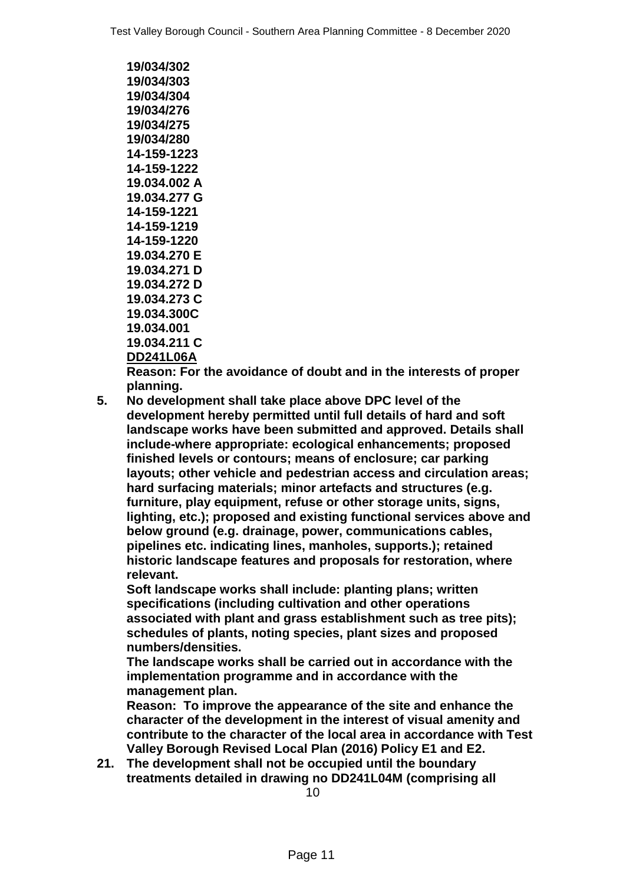**19/034/302**
**19/034/303**
**19/034/304**
**19/034/276**
**19/034/275**
**19/034/280**
**14-159-1223**
**14-159-1222**
**19.034.002 A**
**19.034.277 G**
**14-159-1221**
**14-159-1219**
**14-159-1220**
**19.034.270 E**
**19.034.271 D**
**19.034.272 D**
**19.034.273 C**
**19.034.300C**
**19.034.001**
**19.034.211 C**
**DD241L06A**

**Reason: For the avoidance of doubt and in the interests of proper planning.**

**5. No development shall take place above DPC level of the development hereby permitted until full details of hard and soft landscape works have been submitted and approved. Details shall include-where appropriate: ecological enhancements; proposed finished levels or contours; means of enclosure; car parking layouts; other vehicle and pedestrian access and circulation areas; hard surfacing materials; minor artefacts and structures (e.g. furniture, play equipment, refuse or other storage units, signs, lighting, etc.); proposed and existing functional services above and below ground (e.g. drainage, power, communications cables, pipelines etc. indicating lines, manholes, supports.); retained historic landscape features and proposals for restoration, where relevant.**

**Soft landscape works shall include: planting plans; written specifications (including cultivation and other operations associated with plant and grass establishment such as tree pits); schedules of plants, noting species, plant sizes and proposed numbers/densities.**

**The landscape works shall be carried out in accordance with the implementation programme and in accordance with the management plan.**

**Reason: To improve the appearance of the site and enhance the character of the development in the interest of visual amenity and contribute to the character of the local area in accordance with Test Valley Borough Revised Local Plan (2016) Policy E1 and E2.**

**21. The development shall not be occupied until the boundary treatments detailed in drawing no DD241L04M (comprising all**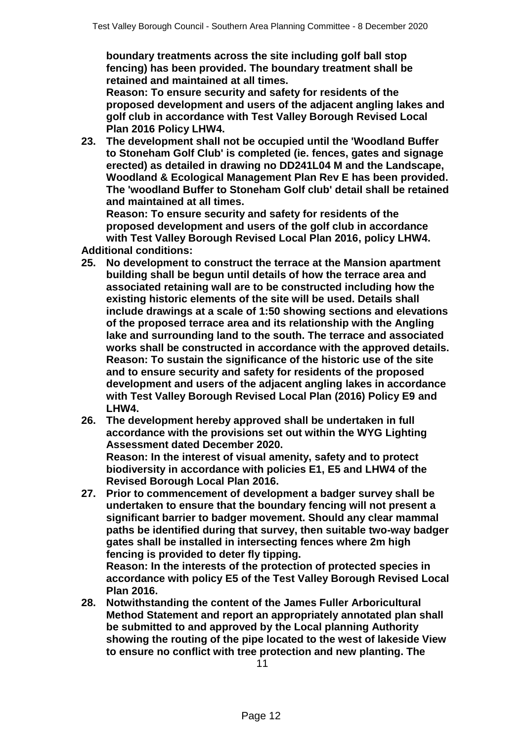**boundary treatments across the site including golf ball stop fencing) has been provided. The boundary treatment shall be retained and maintained at all times.**
**Reason: To ensure security and safety for residents of the proposed development and users of the adjacent angling lakes and golf club in accordance with Test Valley Borough Revised Local Plan 2016 Policy LHW4.**

23. **The development shall not be occupied until the 'Woodland Buffer to Stoneham Golf Club' is completed (ie. fences, gates and signage erected) as detailed in drawing no DD241L04 M and the Landscape, Woodland & Ecological Management Plan Rev E has been provided. The 'woodland Buffer to Stoneham Golf club' detail shall be retained and maintained at all times.**
**Reason: To ensure security and safety for residents of the proposed development and users of the golf club in accordance with Test Valley Borough Revised Local Plan 2016, policy LHW4.**

**Additional conditions:**

25. **No development to construct the terrace at the Mansion apartment building shall be begun until details of how the terrace area and associated retaining wall are to be constructed including how the existing historic elements of the site will be used. Details shall include drawings at a scale of 1:50 showing sections and elevations of the proposed terrace area and its relationship with the Angling lake and surrounding land to the south. The terrace and associated works shall be constructed in accordance with the approved details.**
**Reason: To sustain the significance of the historic use of the site and to ensure security and safety for residents of the proposed development and users of the adjacent angling lakes in accordance with Test Valley Borough Revised Local Plan (2016) Policy E9 and LHW4.**
26. **The development hereby approved shall be undertaken in full accordance with the provisions set out within the WYG Lighting Assessment dated December 2020.**
**Reason: In the interest of visual amenity, safety and to protect biodiversity in accordance with policies E1, E5 and LHW4 of the Revised Borough Local Plan 2016.**
27. **Prior to commencement of development a badger survey shall be undertaken to ensure that the boundary fencing will not present a significant barrier to badger movement. Should any clear mammal paths be identified during that survey, then suitable two-way badger gates shall be installed in intersecting fences where 2m high fencing is provided to deter fly tipping.**
**Reason: In the interests of the protection of protected species in accordance with policy E5 of the Test Valley Borough Revised Local Plan 2016.**
28. **Notwithstanding the content of the James Fuller Arboricultural Method Statement and report an appropriately annotated plan shall be submitted to and approved by the Local planning Authority showing the routing of the pipe located to the west of lakeside View to ensure no conflict with tree protection and new planting. The**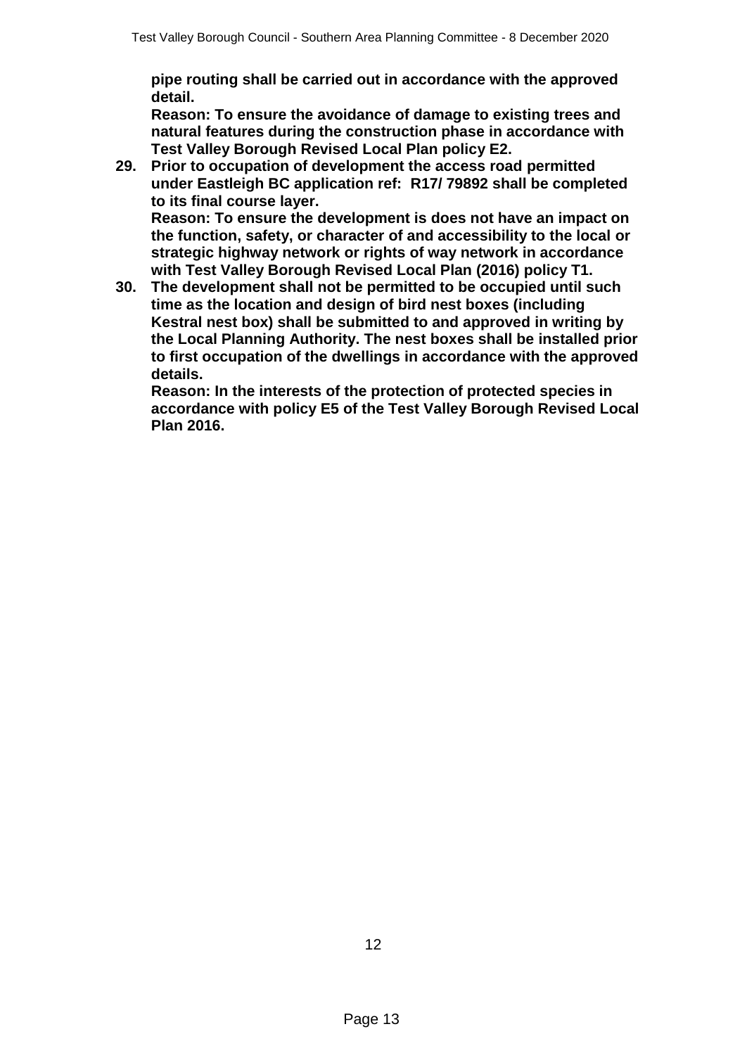**pipe routing shall be carried out in accordance with the approved detail.**
**Reason: To ensure the avoidance of damage to existing trees and natural features during the construction phase in accordance with Test Valley Borough Revised Local Plan policy E2.**

29. **Prior to occupation of development the access road permitted under Eastleigh BC application ref: R17/ 79892 shall be completed to its final course layer.**
    **Reason: To ensure the development is does not have an impact on the function, safety, or character of and accessibility to the local or strategic highway network or rights of way network in accordance with Test Valley Borough Revised Local Plan (2016) policy T1.**
30. **The development shall not be permitted to be occupied until such time as the location and design of bird nest boxes (including Kestral nest box) shall be submitted to and approved in writing by the Local Planning Authority. The nest boxes shall be installed prior to first occupation of the dwellings in accordance with the approved details.**
    **Reason: In the interests of the protection of protected species in accordance with policy E5 of the Test Valley Borough Revised Local Plan 2016.**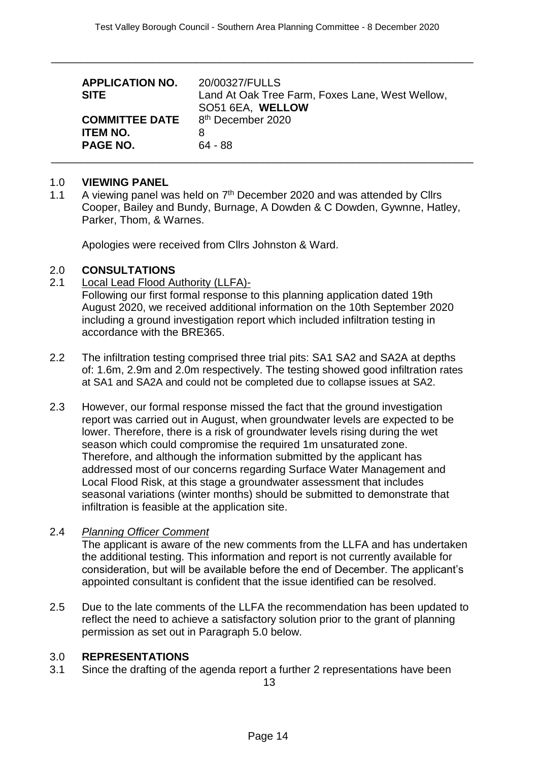| | |
|---|---|
| **APPLICATION NO.** | 20/00327/FULLS |
| **SITE** | Land At Oak Tree Farm, Foxes Lane, West Wellow, SO51 6EA, **WELLOW** |
| **COMMITTEE DATE** | 8th December 2020 |
| **ITEM NO.** | 8 |
| **PAGE NO.** | 64 - 88 |

## 1.0 VIEWING PANEL

1.1 A viewing panel was held on 7th December 2020 and was attended by Cllrs Cooper, Bailey and Bundy, Burnage, A Dowden & C Dowden, Gywnne, Hatley, Parker, Thom, & Warnes.

Apologies were received from Cllrs Johnston & Ward.

## 2.0 CONSULTATIONS

2.1 Local Lead Flood Authority (LLFA)-
Following our first formal response to this planning application dated 19th August 2020, we received additional information on the 10th September 2020 including a ground investigation report which included infiltration testing in accordance with the BRE365.

2.2 The infiltration testing comprised three trial pits: SA1 SA2 and SA2A at depths of: 1.6m, 2.9m and 2.0m respectively. The testing showed good infiltration rates at SA1 and SA2A and could not be completed due to collapse issues at SA2.

2.3 However, our formal response missed the fact that the ground investigation report was carried out in August, when groundwater levels are expected to be lower. Therefore, there is a risk of groundwater levels rising during the wet season which could compromise the required 1m unsaturated zone. Therefore, and although the information submitted by the applicant has addressed most of our concerns regarding Surface Water Management and Local Flood Risk, at this stage a groundwater assessment that includes seasonal variations (winter months) should be submitted to demonstrate that infiltration is feasible at the application site.

2.4 *Planning Officer Comment*
The applicant is aware of the new comments from the LLFA and has undertaken the additional testing. This information and report is not currently available for consideration, but will be available before the end of December. The applicant's appointed consultant is confident that the issue identified can be resolved.

2.5 Due to the late comments of the LLFA the recommendation has been updated to reflect the need to achieve a satisfactory solution prior to the grant of planning permission as set out in Paragraph 5.0 below.

## 3.0 REPRESENTATIONS

3.1 Since the drafting of the agenda report a further 2 representations have been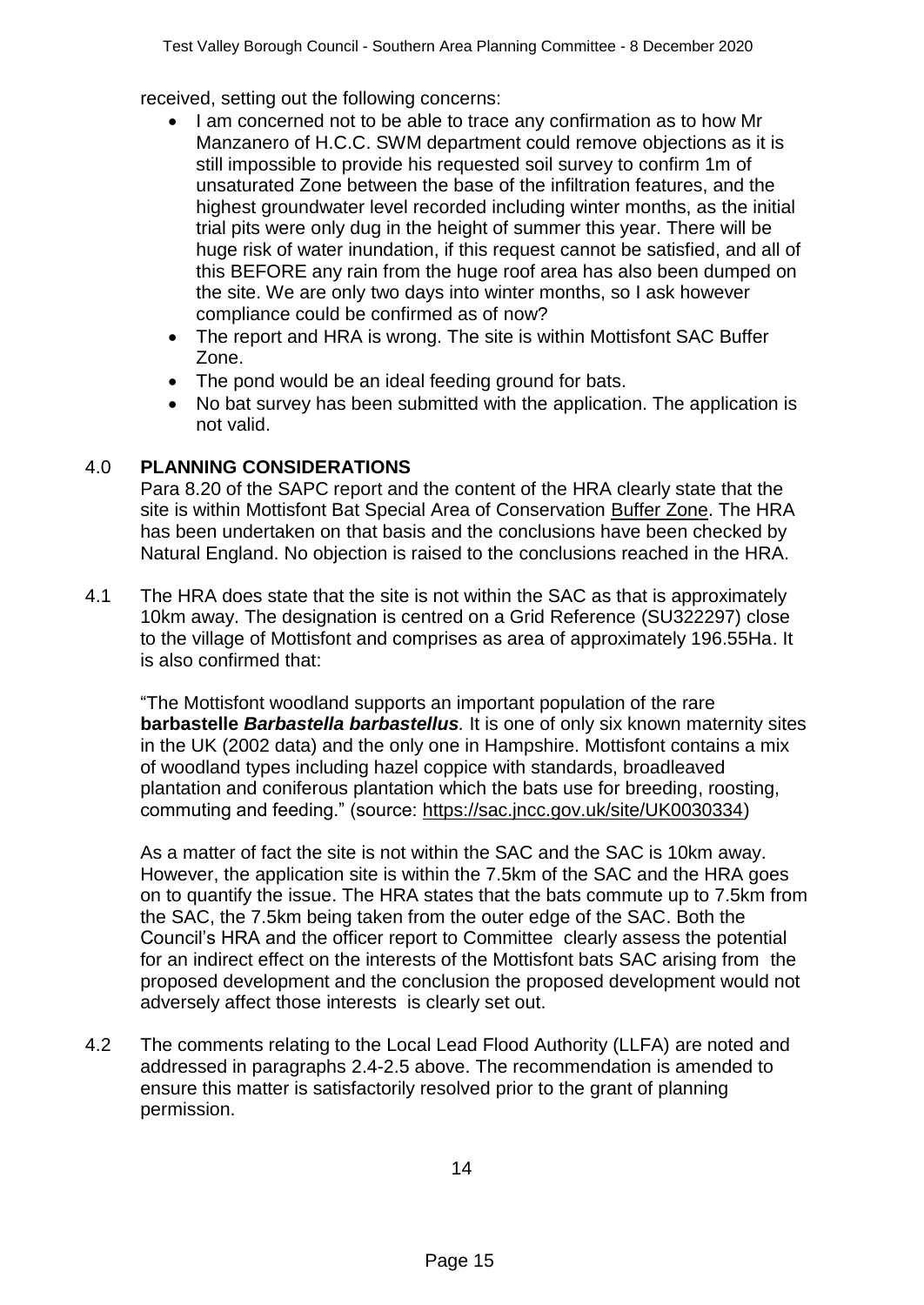received, setting out the following concerns:

- I am concerned not to be able to trace any confirmation as to how Mr Manzanero of H.C.C. SWM department could remove objections as it is still impossible to provide his requested soil survey to confirm 1m of unsaturated Zone between the base of the infiltration features, and the highest groundwater level recorded including winter months, as the initial trial pits were only dug in the height of summer this year. There will be huge risk of water inundation, if this request cannot be satisfied, and all of this BEFORE any rain from the huge roof area has also been dumped on the site. We are only two days into winter months, so I ask however compliance could be confirmed as of now?
- The report and HRA is wrong. The site is within Mottisfont SAC Buffer Zone.
- The pond would be an ideal feeding ground for bats.
- No bat survey has been submitted with the application. The application is not valid.

## 4.0 PLANNING CONSIDERATIONS

Para 8.20 of the SAPC report and the content of the HRA clearly state that the site is within Mottisfont Bat Special Area of Conservation Buffer Zone. The HRA has been undertaken on that basis and the conclusions have been checked by Natural England. No objection is raised to the conclusions reached in the HRA.

4.1 The HRA does state that the site is not within the SAC as that is approximately 10km away. The designation is centred on a Grid Reference (SU322297) close to the village of Mottisfont and comprises as area of approximately 196.55Ha. It is also confirmed that:

"The Mottisfont woodland supports an important population of the rare **barbastelle *Barbastella barbastellus*.** It is one of only six known maternity sites in the UK (2002 data) and the only one in Hampshire. Mottisfont contains a mix of woodland types including hazel coppice with standards, broadleaved plantation and coniferous plantation which the bats use for breeding, roosting, commuting and feeding." (source: https://sac.jncc.gov.uk/site/UK0030334)

As a matter of fact the site is not within the SAC and the SAC is 10km away. However, the application site is within the 7.5km of the SAC and the HRA goes on to quantify the issue. The HRA states that the bats commute up to 7.5km from the SAC, the 7.5km being taken from the outer edge of the SAC. Both the Council's HRA and the officer report to Committee clearly assess the potential for an indirect effect on the interests of the Mottisfont bats SAC arising from the proposed development and the conclusion the proposed development would not adversely affect those interests is clearly set out.

4.2 The comments relating to the Local Lead Flood Authority (LLFA) are noted and addressed in paragraphs 2.4-2.5 above. The recommendation is amended to ensure this matter is satisfactorily resolved prior to the grant of planning permission.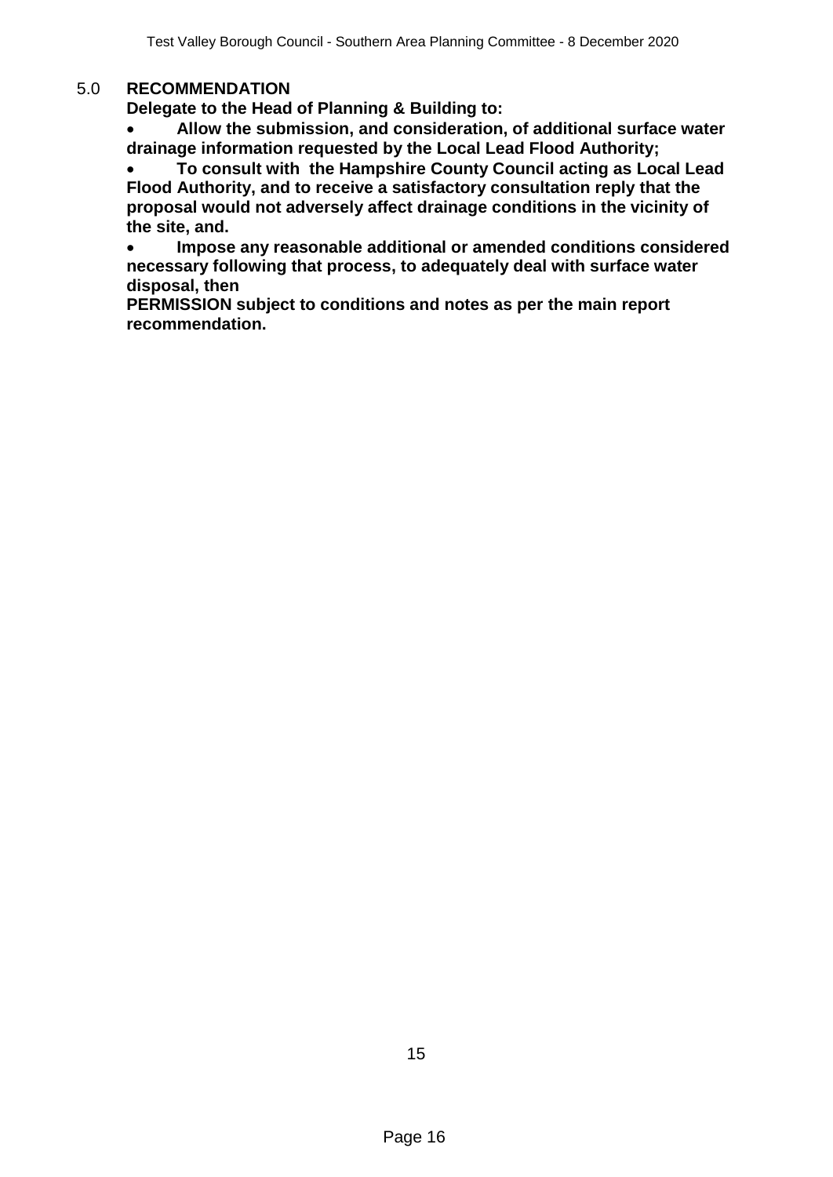## 5.0 RECOMMENDATION

**Delegate to the Head of Planning & Building to:**

- **Allow the submission, and consideration, of additional surface water drainage information requested by the Local Lead Flood Authority;**
- **To consult with the Hampshire County Council acting as Local Lead Flood Authority, and to receive a satisfactory consultation reply that the proposal would not adversely affect drainage conditions in the vicinity of the site, and.**
- **Impose any reasonable additional or amended conditions considered necessary following that process, to adequately deal with surface water disposal, then**

**PERMISSION subject to conditions and notes as per the main report recommendation.**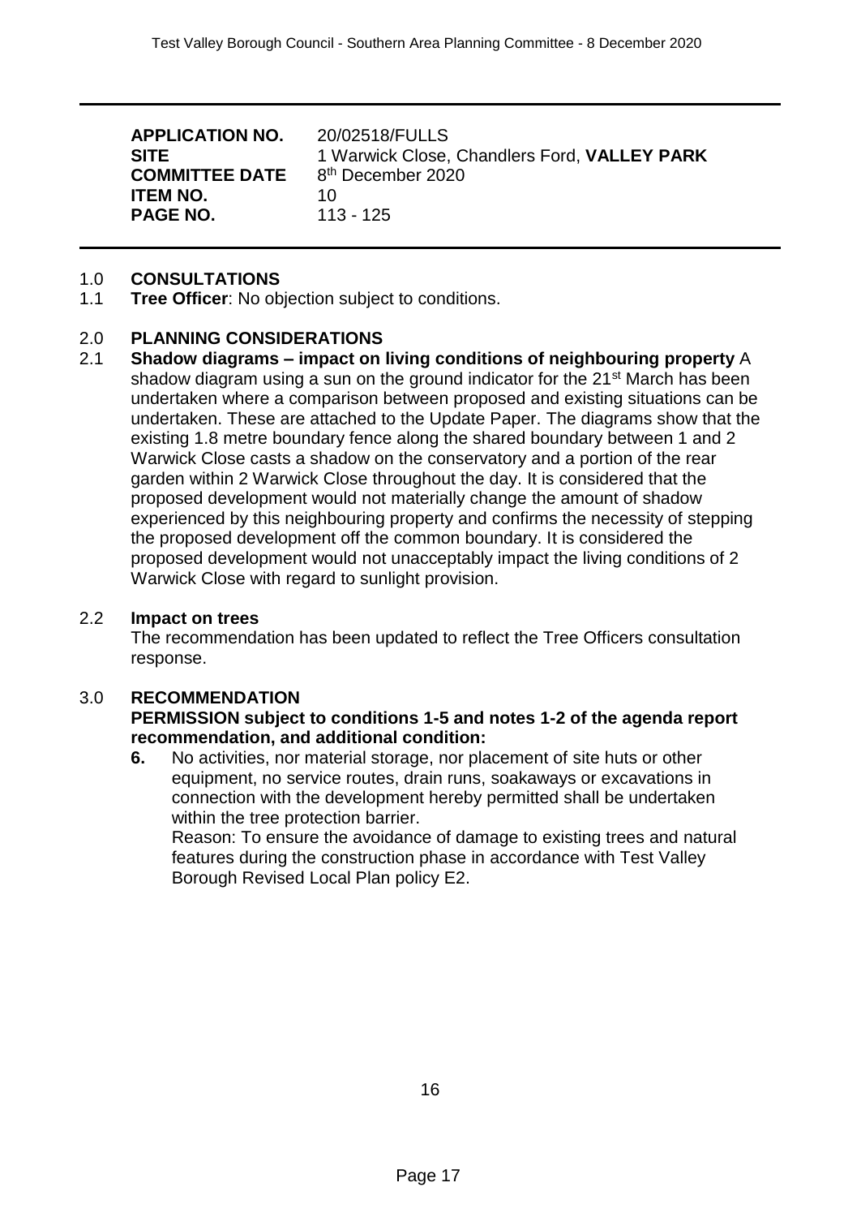| | |
|---|---|
| **APPLICATION NO.** | 20/02518/FULLS |
| **SITE** | 1 Warwick Close, Chandlers Ford, **VALLEY PARK** |
| **COMMITTEE DATE** | 8th December 2020 |
| **ITEM NO.** | 10 |
| **PAGE NO.** | 113 - 125 |

## 1.0 CONSULTATIONS

1.1 **Tree Officer**: No objection subject to conditions.

## 2.0 PLANNING CONSIDERATIONS

2.1 **Shadow diagrams – impact on living conditions of neighbouring property** A shadow diagram using a sun on the ground indicator for the 21st March has been undertaken where a comparison between proposed and existing situations can be undertaken. These are attached to the Update Paper. The diagrams show that the existing 1.8 metre boundary fence along the shared boundary between 1 and 2 Warwick Close casts a shadow on the conservatory and a portion of the rear garden within 2 Warwick Close throughout the day. It is considered that the proposed development would not materially change the amount of shadow experienced by this neighbouring property and confirms the necessity of stepping the proposed development off the common boundary. It is considered the proposed development would not unacceptably impact the living conditions of 2 Warwick Close with regard to sunlight provision.

2.2 **Impact on trees**
The recommendation has been updated to reflect the Tree Officers consultation response.

## 3.0 RECOMMENDATION

**PERMISSION subject to conditions 1-5 and notes 1-2 of the agenda report recommendation, and additional condition:**

**6.** No activities, nor material storage, nor placement of site huts or other equipment, no service routes, drain runs, soakaways or excavations in connection with the development hereby permitted shall be undertaken within the tree protection barrier.
Reason: To ensure the avoidance of damage to existing trees and natural features during the construction phase in accordance with Test Valley Borough Revised Local Plan policy E2.